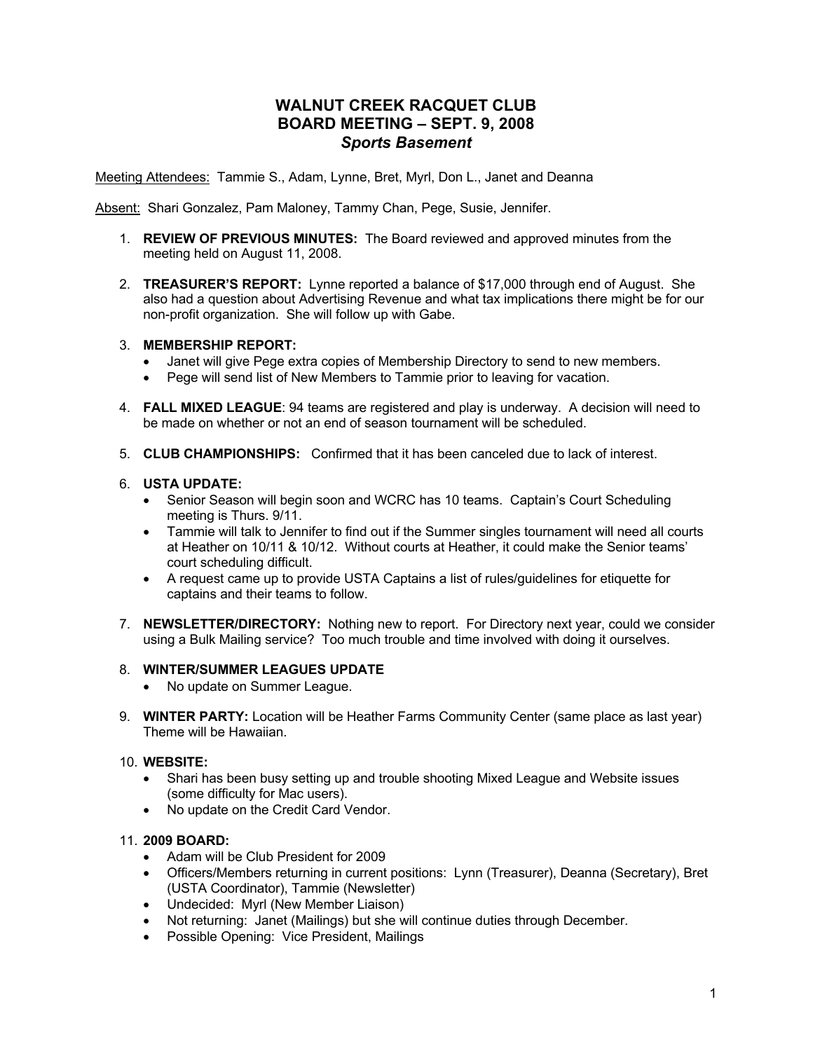# WALNUT CREEK RACQUET CLUB
# BOARD MEETING – SEPT. 9, 2008
## *Sports Basement*

Meeting Attendees: Tammie S., Adam, Lynne, Bret, Myrl, Don L., Janet and Deanna

Absent: Shari Gonzalez, Pam Maloney, Tammy Chan, Pege, Susie, Jennifer.

1. **REVIEW OF PREVIOUS MINUTES:** The Board reviewed and approved minutes from the meeting held on August 11, 2008.

2. **TREASURER'S REPORT:** Lynne reported a balance of $17,000 through end of August. She also had a question about Advertising Revenue and what tax implications there might be for our non-profit organization. She will follow up with Gabe.

3. **MEMBERSHIP REPORT:**
   - Janet will give Pege extra copies of Membership Directory to send to new members.
   - Pege will send list of New Members to Tammie prior to leaving for vacation.

4. **FALL MIXED LEAGUE**: 94 teams are registered and play is underway. A decision will need to be made on whether or not an end of season tournament will be scheduled.

5. **CLUB CHAMPIONSHIPS:** Confirmed that it has been canceled due to lack of interest.

6. **USTA UPDATE:**
   - Senior Season will begin soon and WCRC has 10 teams. Captain's Court Scheduling meeting is Thurs. 9/11.
   - Tammie will talk to Jennifer to find out if the Summer singles tournament will need all courts at Heather on 10/11 & 10/12. Without courts at Heather, it could make the Senior teams' court scheduling difficult.
   - A request came up to provide USTA Captains a list of rules/guidelines for etiquette for captains and their teams to follow.

7. **NEWSLETTER/DIRECTORY:** Nothing new to report. For Directory next year, could we consider using a Bulk Mailing service? Too much trouble and time involved with doing it ourselves.

8. **WINTER/SUMMER LEAGUES UPDATE**
   - No update on Summer League.

9. **WINTER PARTY:** Location will be Heather Farms Community Center (same place as last year) Theme will be Hawaiian.

10. **WEBSITE:**
    - Shari has been busy setting up and trouble shooting Mixed League and Website issues (some difficulty for Mac users).
    - No update on the Credit Card Vendor.

11. **2009 BOARD:**
    - Adam will be Club President for 2009
    - Officers/Members returning in current positions: Lynn (Treasurer), Deanna (Secretary), Bret (USTA Coordinator), Tammie (Newsletter)
    - Undecided: Myrl (New Member Liaison)
    - Not returning: Janet (Mailings) but she will continue duties through December.
    - Possible Opening: Vice President, Mailings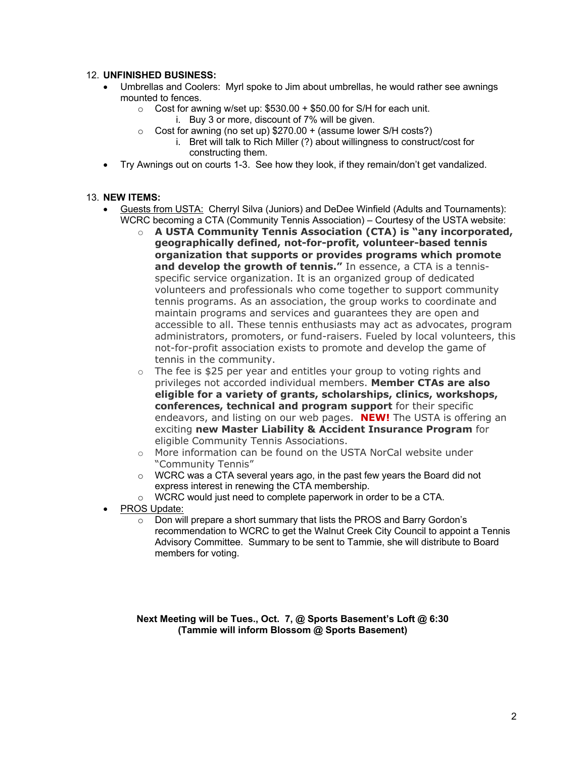12. **UNFINISHED BUSINESS:**

- Umbrellas and Coolers: Myrl spoke to Jim about umbrellas, he would rather see awnings mounted to fences.
  - Cost for awning w/set up: $530.00 + $50.00 for S/H for each unit.
    1. Buy 3 or more, discount of 7% will be given.
  - Cost for awning (no set up) $270.00 + (assume lower S/H costs?)
    1. Bret will talk to Rich Miller (?) about willingness to construct/cost for constructing them.
- Try Awnings out on courts 1-3. See how they look, if they remain/don't get vandalized.

13. **NEW ITEMS:**

- Guests from USTA: Cherryl Silva (Juniors) and DeDee Winfield (Adults and Tournaments): WCRC becoming a CTA (Community Tennis Association) – Courtesy of the USTA website:
  - **A USTA Community Tennis Association (CTA) is "any incorporated, geographically defined, not-for-profit, volunteer-based tennis organization that supports or provides programs which promote and develop the growth of tennis."** In essence, a CTA is a tennis-specific service organization. It is an organized group of dedicated volunteers and professionals who come together to support community tennis programs. As an association, the group works to coordinate and maintain programs and services and guarantees they are open and accessible to all. These tennis enthusiasts may act as advocates, program administrators, promoters, or fund-raisers. Fueled by local volunteers, this not-for-profit association exists to promote and develop the game of tennis in the community.
  - The fee is $25 per year and entitles your group to voting rights and privileges not accorded individual members. **Member CTAs are also eligible for a variety of grants, scholarships, clinics, workshops, conferences, technical and program support** for their specific endeavors, and listing on our web pages. **NEW!** The USTA is offering an exciting **new Master Liability & Accident Insurance Program** for eligible Community Tennis Associations.
  - More information can be found on the USTA NorCal website under "Community Tennis"
  - WCRC was a CTA several years ago, in the past few years the Board did not express interest in renewing the CTA membership.
  - WCRC would just need to complete paperwork in order to be a CTA.
- PROS Update:
  - Don will prepare a short summary that lists the PROS and Barry Gordon's recommendation to WCRC to get the Walnut Creek City Council to appoint a Tennis Advisory Committee. Summary to be sent to Tammie, she will distribute to Board members for voting.

**Next Meeting will be Tues., Oct. 7, @ Sports Basement's Loft @ 6:30**
**(Tammie will inform Blossom @ Sports Basement)**